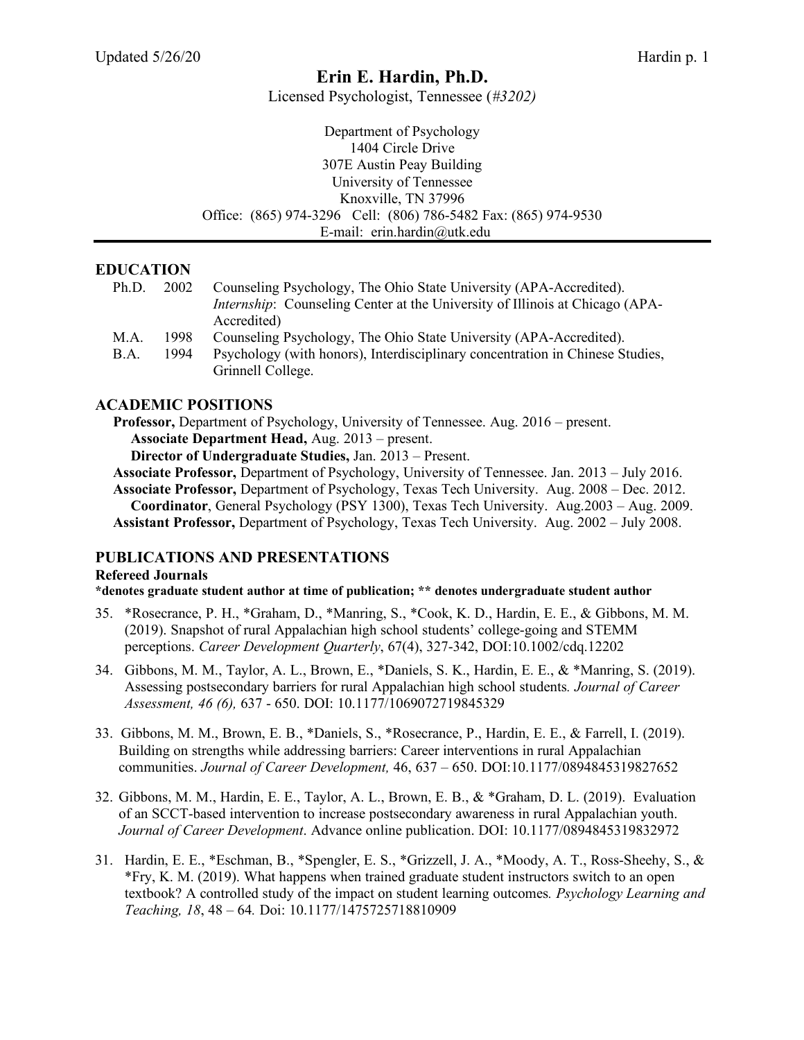# Erin E. Hardin, Ph.D.

Licensed Psychologist, Tennessee (*#3202)*

Department of Psychology
1404 Circle Drive
307E Austin Peay Building
University of Tennessee
Knoxville, TN 37996
Office: (865) 974-3296 Cell: (806) 786-5482 Fax: (865) 974-9530
E-mail: erin.hardin@utk.edu

## EDUCATION

Ph.D. 2002 Counseling Psychology, The Ohio State University (APA-Accredited).
*Internship*: Counseling Center at the University of Illinois at Chicago (APA-Accredited)

M.A. 1998 Counseling Psychology, The Ohio State University (APA-Accredited).

B.A. 1994 Psychology (with honors), Interdisciplinary concentration in Chinese Studies, Grinnell College.

## ACADEMIC POSITIONS

**Professor,** Department of Psychology, University of Tennessee. Aug. 2016 – present.
**Associate Department Head,** Aug. 2013 – present.
**Director of Undergraduate Studies,** Jan. 2013 – Present.

**Associate Professor,** Department of Psychology, University of Tennessee. Jan. 2013 – July 2016.

**Associate Professor,** Department of Psychology, Texas Tech University. Aug. 2008 – Dec. 2012.
**Coordinator**, General Psychology (PSY 1300), Texas Tech University. Aug.2003 – Aug. 2009.

**Assistant Professor,** Department of Psychology, Texas Tech University. Aug. 2002 – July 2008.

## PUBLICATIONS AND PRESENTATIONS

### Refereed Journals

**\*denotes graduate student author at time of publication; \*\* denotes undergraduate student author**

35. *Rosecrance, P. H., *Graham, D., *Manring, S., *Cook, K. D., Hardin, E. E., & Gibbons, M. M. (2019). Snapshot of rural Appalachian high school students' college-going and STEMM perceptions. *Career Development Quarterly*, 67(4), 327-342, DOI:10.1002/cdq.12202

34. Gibbons, M. M., Taylor, A. L., Brown, E., *Daniels, S. K., Hardin, E. E., & *Manring, S. (2019). Assessing postsecondary barriers for rural Appalachian high school students*. Journal of Career Assessment, 46 (6),* 637 - 650. DOI: 10.1177/1069072719845329

33. Gibbons, M. M., Brown, E. B., *Daniels, S., *Rosecrance, P., Hardin, E. E., & Farrell, I. (2019). Building on strengths while addressing barriers: Career interventions in rural Appalachian communities. *Journal of Career Development,* 46, 637 – 650. DOI:10.1177/0894845319827652

32. Gibbons, M. M., Hardin, E. E., Taylor, A. L., Brown, E. B., & *Graham, D. L. (2019). Evaluation of an SCCT-based intervention to increase postsecondary awareness in rural Appalachian youth. *Journal of Career Development*. Advance online publication. DOI: 10.1177/0894845319832972

31. Hardin, E. E., *Eschman, B., *Spengler, E. S., *Grizzell, J. A., *Moody, A. T., Ross-Sheehy, S., & *Fry, K. M. (2019). What happens when trained graduate student instructors switch to an open textbook? A controlled study of the impact on student learning outcomes*. Psychology Learning and Teaching, 18*, 48 – 64*.* Doi: 10.1177/1475725718810909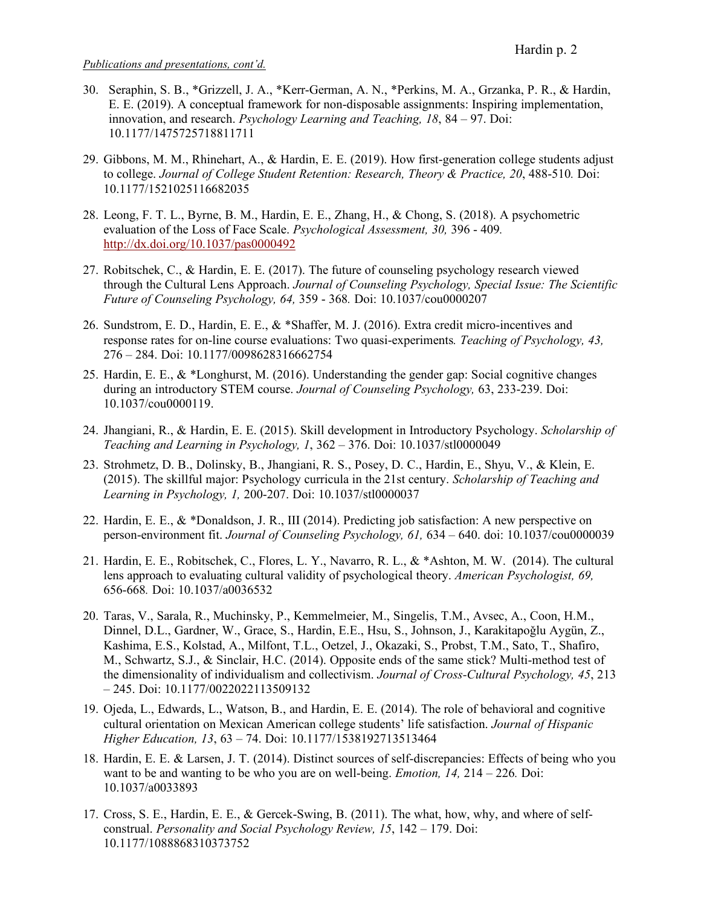*Publications and presentations, cont'd.*

30. Seraphin, S. B., *Grizzell, J. A., *Kerr-German, A. N., *Perkins, M. A., Grzanka, P. R., & Hardin, E. E. (2019). A conceptual framework for non-disposable assignments: Inspiring implementation, innovation, and research. *Psychology Learning and Teaching, 18*, 84 – 97. Doi: 10.1177/1475725718811711

29. Gibbons, M. M., Rhinehart, A., & Hardin, E. E. (2019). How first-generation college students adjust to college. *Journal of College Student Retention: Research, Theory & Practice, 20*, 488-510. Doi: 10.1177/1521025116682035

28. Leong, F. T. L., Byrne, B. M., Hardin, E. E., Zhang, H., & Chong, S. (2018). A psychometric evaluation of the Loss of Face Scale. *Psychological Assessment, 30,* 396 - 409. http://dx.doi.org/10.1037/pas0000492

27. Robitschek, C., & Hardin, E. E. (2017). The future of counseling psychology research viewed through the Cultural Lens Approach. *Journal of Counseling Psychology, Special Issue: The Scientific Future of Counseling Psychology, 64,* 359 - 368. Doi: 10.1037/cou0000207

26. Sundstrom, E. D., Hardin, E. E., & *Shaffer, M. J. (2016). Extra credit micro-incentives and response rates for on-line course evaluations: Two quasi-experiments. *Teaching of Psychology, 43,* 276 – 284. Doi: 10.1177/0098628316662754

25. Hardin, E. E., & *Longhurst, M. (2016). Understanding the gender gap: Social cognitive changes during an introductory STEM course. *Journal of Counseling Psychology,* 63, 233-239. Doi: 10.1037/cou0000119.

24. Jhangiani, R., & Hardin, E. E. (2015). Skill development in Introductory Psychology. *Scholarship of Teaching and Learning in Psychology, 1*, 362 – 376. Doi: 10.1037/stl0000049

23. Strohmetz, D. B., Dolinsky, B., Jhangiani, R. S., Posey, D. C., Hardin, E., Shyu, V., & Klein, E. (2015). The skillful major: Psychology curricula in the 21st century. *Scholarship of Teaching and Learning in Psychology, 1,* 200-207. Doi: 10.1037/stl0000037

22. Hardin, E. E., & *Donaldson, J. R., III (2014). Predicting job satisfaction: A new perspective on person-environment fit. *Journal of Counseling Psychology, 61,* 634 – 640. doi: 10.1037/cou0000039

21. Hardin, E. E., Robitschek, C., Flores, L. Y., Navarro, R. L., & *Ashton, M. W. (2014). The cultural lens approach to evaluating cultural validity of psychological theory. *American Psychologist, 69,* 656-668. Doi: 10.1037/a0036532

20. Taras, V., Sarala, R., Muchinsky, P., Kemmelmeier, M., Singelis, T.M., Avsec, A., Coon, H.M., Dinnel, D.L., Gardner, W., Grace, S., Hardin, E.E., Hsu, S., Johnson, J., Karakitapoğlu Aygün, Z., Kashima, E.S., Kolstad, A., Milfont, T.L., Oetzel, J., Okazaki, S., Probst, T.M., Sato, T., Shafiro, M., Schwartz, S.J., & Sinclair, H.C. (2014). Opposite ends of the same stick? Multi-method test of the dimensionality of individualism and collectivism. *Journal of Cross-Cultural Psychology, 45*, 213 – 245. Doi: 10.1177/0022022113509132

19. Ojeda, L., Edwards, L., Watson, B., and Hardin, E. E. (2014). The role of behavioral and cognitive cultural orientation on Mexican American college students' life satisfaction. *Journal of Hispanic Higher Education, 13*, 63 – 74. Doi: 10.1177/1538192713513464

18. Hardin, E. E. & Larsen, J. T. (2014). Distinct sources of self-discrepancies: Effects of being who you want to be and wanting to be who you are on well-being. *Emotion, 14,* 214 – 226. Doi: 10.1037/a0033893

17. Cross, S. E., Hardin, E. E., & Gercek-Swing, B. (2011). The what, how, why, and where of self-construal. *Personality and Social Psychology Review, 15*, 142 – 179. Doi: 10.1177/1088868310373752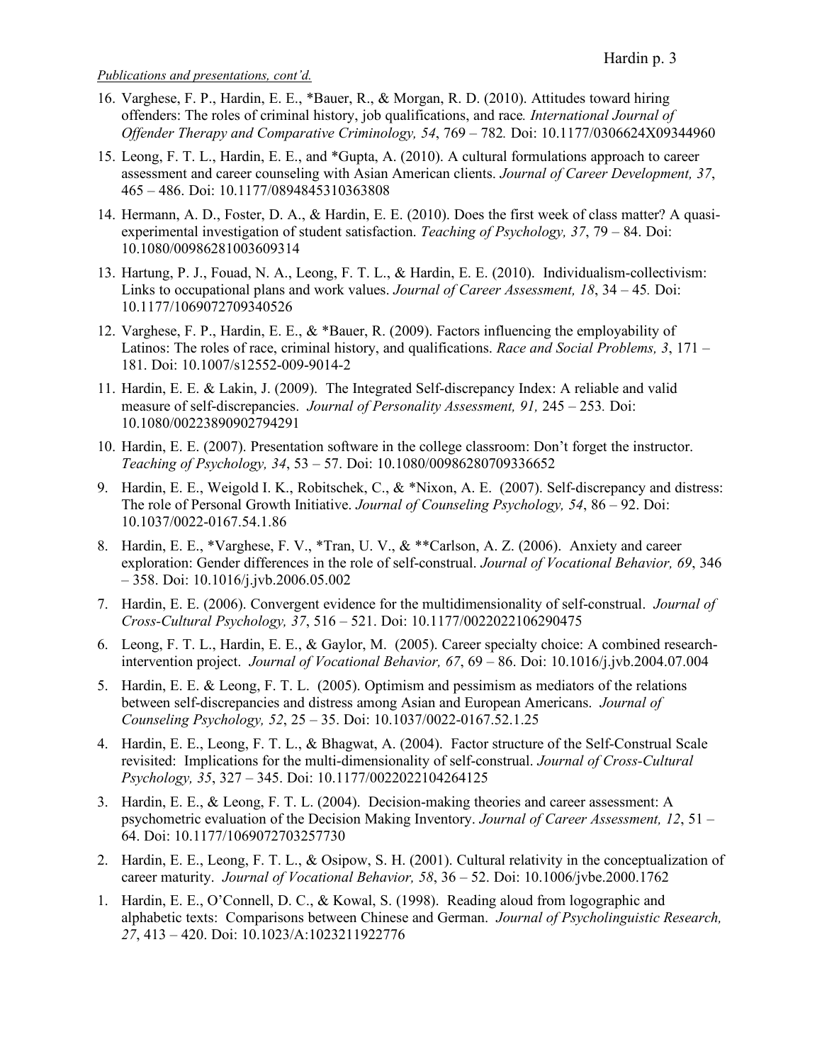*Publications and presentations, cont'd.*

16. Varghese, F. P., Hardin, E. E., *Bauer, R., & Morgan, R. D. (2010). Attitudes toward hiring offenders: The roles of criminal history, job qualifications, and race. *International Journal of Offender Therapy and Comparative Criminology, 54*, 769 – 782. Doi: 10.1177/0306624X09344960

15. Leong, F. T. L., Hardin, E. E., and *Gupta, A. (2010). A cultural formulations approach to career assessment and career counseling with Asian American clients. *Journal of Career Development, 37*, 465 – 486. Doi: 10.1177/0894845310363808

14. Hermann, A. D., Foster, D. A., & Hardin, E. E. (2010). Does the first week of class matter? A quasi-experimental investigation of student satisfaction. *Teaching of Psychology, 37*, 79 – 84. Doi: 10.1080/00986281003609314

13. Hartung, P. J., Fouad, N. A., Leong, F. T. L., & Hardin, E. E. (2010). Individualism-collectivism: Links to occupational plans and work values. *Journal of Career Assessment, 18*, 34 – 45. Doi: 10.1177/1069072709340526

12. Varghese, F. P., Hardin, E. E., & *Bauer, R. (2009). Factors influencing the employability of Latinos: The roles of race, criminal history, and qualifications. *Race and Social Problems, 3*, 171 – 181. Doi: 10.1007/s12552-009-9014-2

11. Hardin, E. E. & Lakin, J. (2009). The Integrated Self-discrepancy Index: A reliable and valid measure of self-discrepancies. *Journal of Personality Assessment, 91,* 245 – 253. Doi: 10.1080/00223890902794291

10. Hardin, E. E. (2007). Presentation software in the college classroom: Don't forget the instructor. *Teaching of Psychology, 34*, 53 – 57. Doi: 10.1080/00986280709336652

9. Hardin, E. E., Weigold I. K., Robitschek, C., & *Nixon, A. E. (2007). Self-discrepancy and distress: The role of Personal Growth Initiative. *Journal of Counseling Psychology, 54*, 86 – 92. Doi: 10.1037/0022-0167.54.1.86

8. Hardin, E. E., *Varghese, F. V., *Tran, U. V., & **Carlson, A. Z. (2006). Anxiety and career exploration: Gender differences in the role of self-construal. *Journal of Vocational Behavior, 69*, 346 – 358. Doi: 10.1016/j.jvb.2006.05.002

7. Hardin, E. E. (2006). Convergent evidence for the multidimensionality of self-construal. *Journal of Cross-Cultural Psychology, 37*, 516 – 521. Doi: 10.1177/0022022106290475

6. Leong, F. T. L., Hardin, E. E., & Gaylor, M. (2005). Career specialty choice: A combined research-intervention project. *Journal of Vocational Behavior, 67*, 69 – 86. Doi: 10.1016/j.jvb.2004.07.004

5. Hardin, E. E. & Leong, F. T. L. (2005). Optimism and pessimism as mediators of the relations between self-discrepancies and distress among Asian and European Americans. *Journal of Counseling Psychology, 52*, 25 – 35. Doi: 10.1037/0022-0167.52.1.25

4. Hardin, E. E., Leong, F. T. L., & Bhagwat, A. (2004). Factor structure of the Self-Construal Scale revisited: Implications for the multi-dimensionality of self-construal. *Journal of Cross-Cultural Psychology, 35*, 327 – 345. Doi: 10.1177/0022022104264125

3. Hardin, E. E., & Leong, F. T. L. (2004). Decision-making theories and career assessment: A psychometric evaluation of the Decision Making Inventory. *Journal of Career Assessment, 12*, 51 – 64. Doi: 10.1177/1069072703257730

2. Hardin, E. E., Leong, F. T. L., & Osipow, S. H. (2001). Cultural relativity in the conceptualization of career maturity. *Journal of Vocational Behavior, 58*, 36 – 52. Doi: 10.1006/jvbe.2000.1762

1. Hardin, E. E., O'Connell, D. C., & Kowal, S. (1998). Reading aloud from logographic and alphabetic texts: Comparisons between Chinese and German. *Journal of Psycholinguistic Research, 27*, 413 – 420. Doi: 10.1023/A:1023211922776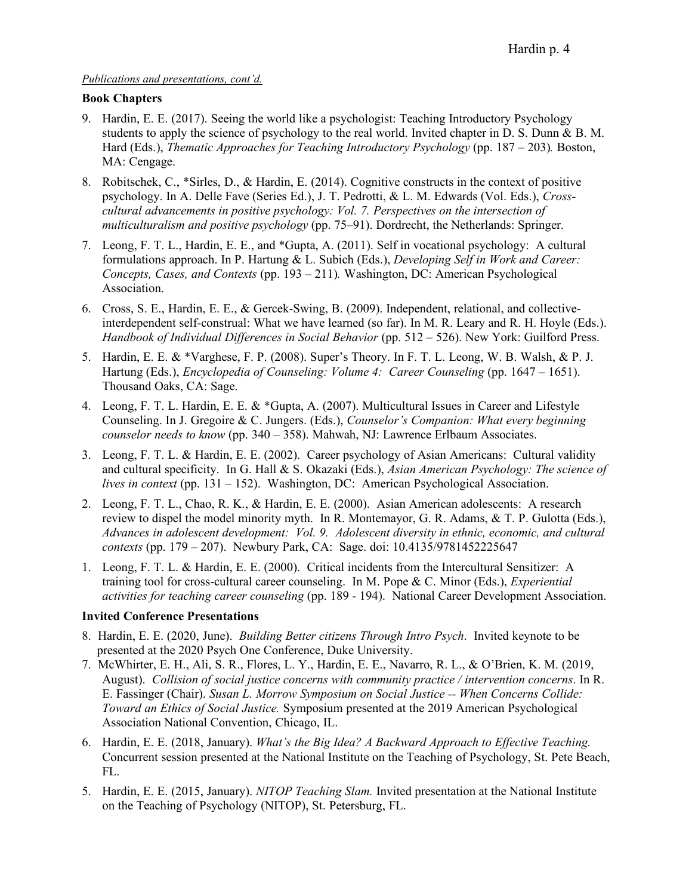*Publications and presentations, cont'd.*

**Book Chapters**

9. Hardin, E. E. (2017). Seeing the world like a psychologist: Teaching Introductory Psychology students to apply the science of psychology to the real world. Invited chapter in D. S. Dunn & B. M. Hard (Eds.), *Thematic Approaches for Teaching Introductory Psychology* (pp. 187 – 203)*.* Boston, MA: Cengage.

8. Robitschek, C., *Sirles, D., & Hardin, E. (2014). Cognitive constructs in the context of positive psychology. In A. Delle Fave (Series Ed.), J. T. Pedrotti, & L. M. Edwards (Vol. Eds.), *Cross-cultural advancements in positive psychology: Vol. 7. Perspectives on the intersection of multiculturalism and positive psychology* (pp. 75–91). Dordrecht, the Netherlands: Springer.

7. Leong, F. T. L., Hardin, E. E., and *Gupta, A. (2011). Self in vocational psychology: A cultural formulations approach. In P. Hartung & L. Subich (Eds.), *Developing Self in Work and Career: Concepts, Cases, and Contexts* (pp. 193 – 211)*.* Washington, DC: American Psychological Association.

6. Cross, S. E., Hardin, E. E., & Gercek-Swing, B. (2009). Independent, relational, and collective-interdependent self-construal: What we have learned (so far). In M. R. Leary and R. H. Hoyle (Eds.). *Handbook of Individual Differences in Social Behavior* (pp. 512 – 526). New York: Guilford Press.

5. Hardin, E. E. & *Varghese, F. P. (2008). Super's Theory. In F. T. L. Leong, W. B. Walsh, & P. J. Hartung (Eds.), *Encyclopedia of Counseling: Volume 4: Career Counseling* (pp. 1647 – 1651). Thousand Oaks, CA: Sage.

4. Leong, F. T. L. Hardin, E. E. & *Gupta, A. (2007). Multicultural Issues in Career and Lifestyle Counseling. In J. Gregoire & C. Jungers. (Eds.), *Counselor's Companion: What every beginning counselor needs to know* (pp. 340 – 358). Mahwah, NJ: Lawrence Erlbaum Associates.

3. Leong, F. T. L. & Hardin, E. E. (2002). Career psychology of Asian Americans: Cultural validity and cultural specificity. In G. Hall & S. Okazaki (Eds.), *Asian American Psychology: The science of lives in context* (pp. 131 – 152). Washington, DC: American Psychological Association.

2. Leong, F. T. L., Chao, R. K., & Hardin, E. E. (2000). Asian American adolescents: A research review to dispel the model minority myth. In R. Montemayor, G. R. Adams, & T. P. Gulotta (Eds.), *Advances in adolescent development: Vol. 9. Adolescent diversity in ethnic, economic, and cultural contexts* (pp. 179 – 207). Newbury Park, CA: Sage. doi: 10.4135/9781452225647

1. Leong, F. T. L. & Hardin, E. E. (2000). Critical incidents from the Intercultural Sensitizer: A training tool for cross-cultural career counseling. In M. Pope & C. Minor (Eds.), *Experiential activities for teaching career counseling* (pp. 189 - 194). National Career Development Association.

**Invited Conference Presentations**

8. Hardin, E. E. (2020, June). *Building Better citizens Through Intro Psych*. Invited keynote to be presented at the 2020 Psych One Conference, Duke University.

7. McWhirter, E. H., Ali, S. R., Flores, L. Y., Hardin, E. E., Navarro, R. L., & O'Brien, K. M. (2019, August). *Collision of social justice concerns with community practice / intervention concerns*. In R. E. Fassinger (Chair). *Susan L. Morrow Symposium on Social Justice -- When Concerns Collide: Toward an Ethics of Social Justice.* Symposium presented at the 2019 American Psychological Association National Convention, Chicago, IL.

6. Hardin, E. E. (2018, January). *What's the Big Idea? A Backward Approach to Effective Teaching.* Concurrent session presented at the National Institute on the Teaching of Psychology, St. Pete Beach, FL.

5. Hardin, E. E. (2015, January). *NITOP Teaching Slam.* Invited presentation at the National Institute on the Teaching of Psychology (NITOP), St. Petersburg, FL.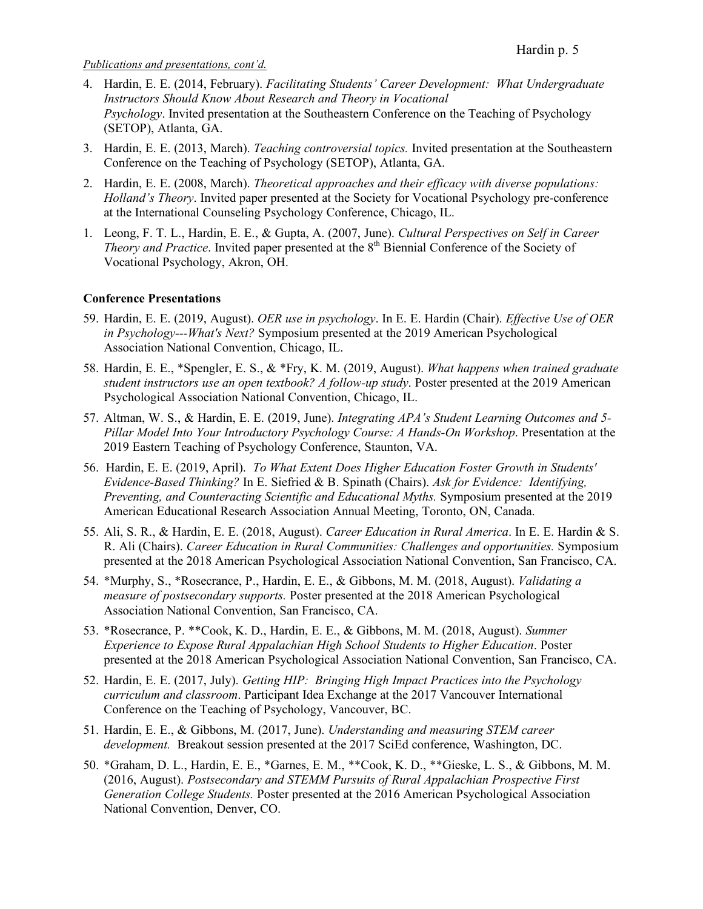*Publications and presentations, cont'd.*

4. Hardin, E. E. (2014, February). *Facilitating Students' Career Development: What Undergraduate Instructors Should Know About Research and Theory in Vocational Psychology*. Invited presentation at the Southeastern Conference on the Teaching of Psychology (SETOP), Atlanta, GA.

3. Hardin, E. E. (2013, March). *Teaching controversial topics.* Invited presentation at the Southeastern Conference on the Teaching of Psychology (SETOP), Atlanta, GA.

2. Hardin, E. E. (2008, March). *Theoretical approaches and their efficacy with diverse populations: Holland's Theory*. Invited paper presented at the Society for Vocational Psychology pre-conference at the International Counseling Psychology Conference, Chicago, IL.

1. Leong, F. T. L., Hardin, E. E., & Gupta, A. (2007, June). *Cultural Perspectives on Self in Career Theory and Practice*. Invited paper presented at the 8th Biennial Conference of the Society of Vocational Psychology, Akron, OH.

**Conference Presentations**

59. Hardin, E. E. (2019, August). *OER use in psychology*. In E. E. Hardin (Chair). *Effective Use of OER in Psychology---What's Next?* Symposium presented at the 2019 American Psychological Association National Convention, Chicago, IL.

58. Hardin, E. E., *Spengler, E. S., & *Fry, K. M. (2019, August). *What happens when trained graduate student instructors use an open textbook? A follow-up study*. Poster presented at the 2019 American Psychological Association National Convention, Chicago, IL.

57. Altman, W. S., & Hardin, E. E. (2019, June). *Integrating APA's Student Learning Outcomes and 5-Pillar Model Into Your Introductory Psychology Course: A Hands-On Workshop*. Presentation at the 2019 Eastern Teaching of Psychology Conference, Staunton, VA.

56. Hardin, E. E. (2019, April). *To What Extent Does Higher Education Foster Growth in Students' Evidence-Based Thinking?* In E. Siefried & B. Spinath (Chairs). *Ask for Evidence: Identifying, Preventing, and Counteracting Scientific and Educational Myths.* Symposium presented at the 2019 American Educational Research Association Annual Meeting, Toronto, ON, Canada.

55. Ali, S. R., & Hardin, E. E. (2018, August). *Career Education in Rural America*. In E. E. Hardin & S. R. Ali (Chairs). *Career Education in Rural Communities: Challenges and opportunities.* Symposium presented at the 2018 American Psychological Association National Convention, San Francisco, CA.

54. *Murphy, S., *Rosecrance, P., Hardin, E. E., & Gibbons, M. M. (2018, August). *Validating a measure of postsecondary supports.* Poster presented at the 2018 American Psychological Association National Convention, San Francisco, CA.

53. *Rosecrance, P. **Cook, K. D., Hardin, E. E., & Gibbons, M. M. (2018, August). *Summer Experience to Expose Rural Appalachian High School Students to Higher Education*. Poster presented at the 2018 American Psychological Association National Convention, San Francisco, CA.

52. Hardin, E. E. (2017, July). *Getting HIP: Bringing High Impact Practices into the Psychology curriculum and classroom*. Participant Idea Exchange at the 2017 Vancouver International Conference on the Teaching of Psychology, Vancouver, BC.

51. Hardin, E. E., & Gibbons, M. (2017, June). *Understanding and measuring STEM career development.* Breakout session presented at the 2017 SciEd conference, Washington, DC.

50. *Graham, D. L., Hardin, E. E., *Garnes, E. M., **Cook, K. D., **Gieske, L. S., & Gibbons, M. M. (2016, August). *Postsecondary and STEMM Pursuits of Rural Appalachian Prospective First Generation College Students.* Poster presented at the 2016 American Psychological Association National Convention, Denver, CO.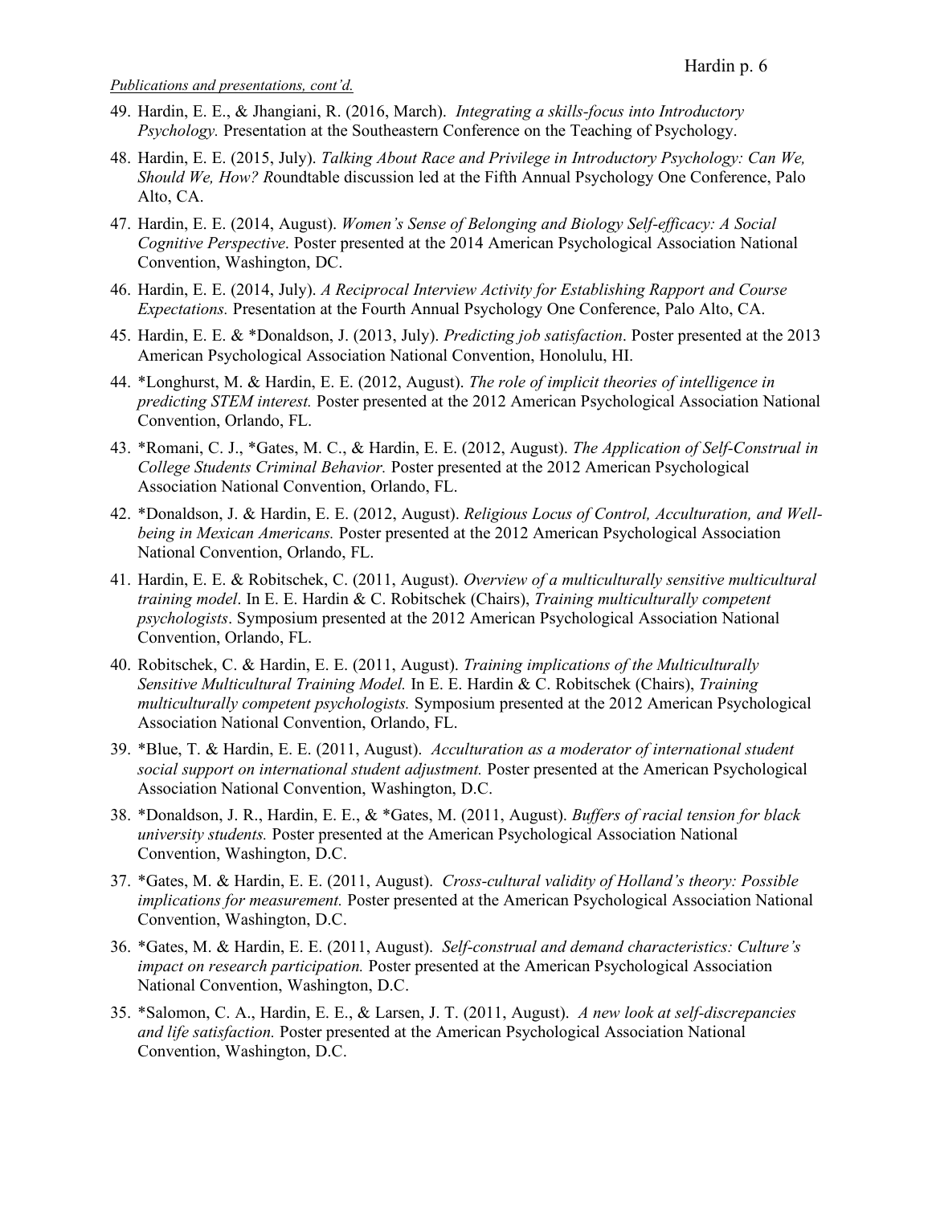*Publications and presentations, cont'd.*

49. Hardin, E. E., & Jhangiani, R. (2016, March). *Integrating a skills-focus into Introductory Psychology.* Presentation at the Southeastern Conference on the Teaching of Psychology.

48. Hardin, E. E. (2015, July). *Talking About Race and Privilege in Introductory Psychology: Can We, Should We, How? R*oundtable discussion led at the Fifth Annual Psychology One Conference, Palo Alto, CA.

47. Hardin, E. E. (2014, August). *Women's Sense of Belonging and Biology Self-efficacy: A Social Cognitive Perspective*. Poster presented at the 2014 American Psychological Association National Convention, Washington, DC.

46. Hardin, E. E. (2014, July). *A Reciprocal Interview Activity for Establishing Rapport and Course Expectations.* Presentation at the Fourth Annual Psychology One Conference, Palo Alto, CA.

45. Hardin, E. E. & *Donaldson, J. (2013, July). *Predicting job satisfaction*. Poster presented at the 2013 American Psychological Association National Convention, Honolulu, HI.

44. *Longhurst, M. & Hardin, E. E. (2012, August). *The role of implicit theories of intelligence in predicting STEM interest.* Poster presented at the 2012 American Psychological Association National Convention, Orlando, FL.

43. *Romani, C. J., *Gates, M. C., & Hardin, E. E. (2012, August). *The Application of Self-Construal in College Students Criminal Behavior.* Poster presented at the 2012 American Psychological Association National Convention, Orlando, FL.

42. *Donaldson, J. & Hardin, E. E. (2012, August). *Religious Locus of Control, Acculturation, and Well-being in Mexican Americans.* Poster presented at the 2012 American Psychological Association National Convention, Orlando, FL.

41. Hardin, E. E. & Robitschek, C. (2011, August). *Overview of a multiculturally sensitive multicultural training model*. In E. E. Hardin & C. Robitschek (Chairs), *Training multiculturally competent psychologists*. Symposium presented at the 2012 American Psychological Association National Convention, Orlando, FL.

40. Robitschek, C. & Hardin, E. E. (2011, August). *Training implications of the Multiculturally Sensitive Multicultural Training Model.* In E. E. Hardin & C. Robitschek (Chairs), *Training multiculturally competent psychologists.* Symposium presented at the 2012 American Psychological Association National Convention, Orlando, FL.

39. *Blue, T. & Hardin, E. E. (2011, August). *Acculturation as a moderator of international student social support on international student adjustment.* Poster presented at the American Psychological Association National Convention, Washington, D.C.

38. *Donaldson, J. R., Hardin, E. E., & *Gates, M. (2011, August). *Buffers of racial tension for black university students.* Poster presented at the American Psychological Association National Convention, Washington, D.C.

37. *Gates, M. & Hardin, E. E. (2011, August). *Cross-cultural validity of Holland's theory: Possible implications for measurement.* Poster presented at the American Psychological Association National Convention, Washington, D.C.

36. *Gates, M. & Hardin, E. E. (2011, August). *Self-construal and demand characteristics: Culture's impact on research participation.* Poster presented at the American Psychological Association National Convention, Washington, D.C.

35. *Salomon, C. A., Hardin, E. E., & Larsen, J. T. (2011, August). *A new look at self-discrepancies and life satisfaction.* Poster presented at the American Psychological Association National Convention, Washington, D.C.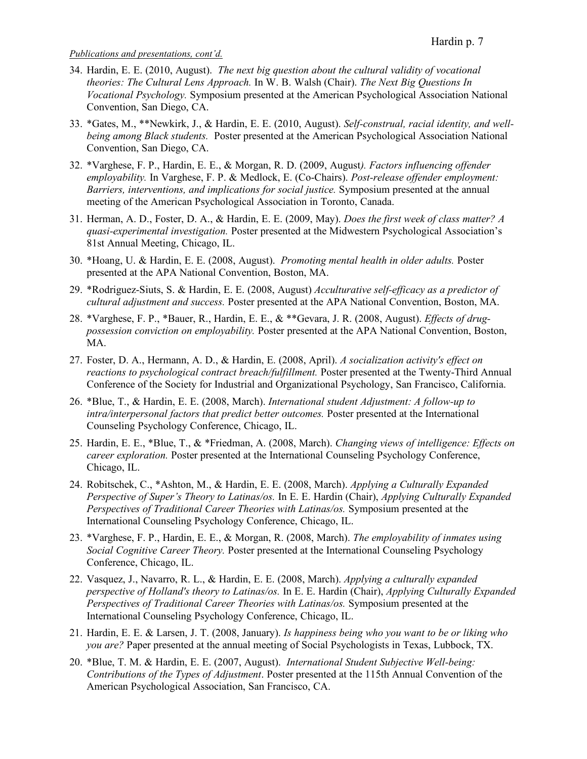*Publications and presentations, cont'd.*

34. Hardin, E. E. (2010, August). *The next big question about the cultural validity of vocational theories: The Cultural Lens Approach.* In W. B. Walsh (Chair). *The Next Big Questions In Vocational Psychology.* Symposium presented at the American Psychological Association National Convention, San Diego, CA.

33. *Gates, M., **Newkirk, J., & Hardin, E. E. (2010, August). *Self-construal, racial identity, and well-being among Black students.* Poster presented at the American Psychological Association National Convention, San Diego, CA.

32. *Varghese, F. P., Hardin, E. E., & Morgan, R. D. (2009, August). *Factors influencing offender employability.* In Varghese, F. P. & Medlock, E. (Co-Chairs). *Post-release offender employment: Barriers, interventions, and implications for social justice.* Symposium presented at the annual meeting of the American Psychological Association in Toronto, Canada.

31. Herman, A. D., Foster, D. A., & Hardin, E. E. (2009, May). *Does the first week of class matter? A quasi-experimental investigation.* Poster presented at the Midwestern Psychological Association's 81st Annual Meeting, Chicago, IL.

30. *Hoang, U. & Hardin, E. E. (2008, August). *Promoting mental health in older adults.* Poster presented at the APA National Convention, Boston, MA.

29. *Rodriguez-Siuts, S. & Hardin, E. E. (2008, August) *Acculturative self-efficacy as a predictor of cultural adjustment and success.* Poster presented at the APA National Convention, Boston, MA.

28. *Varghese, F. P., *Bauer, R., Hardin, E. E., & **Gevara, J. R. (2008, August). *Effects of drug-possession conviction on employability.* Poster presented at the APA National Convention, Boston, MA.

27. Foster, D. A., Hermann, A. D., & Hardin, E. (2008, April). *A socialization activity's effect on reactions to psychological contract breach/fulfillment.* Poster presented at the Twenty-Third Annual Conference of the Society for Industrial and Organizational Psychology, San Francisco, California.

26. *Blue, T., & Hardin, E. E. (2008, March). *International student Adjustment: A follow-up to intra/interpersonal factors that predict better outcomes.* Poster presented at the International Counseling Psychology Conference, Chicago, IL.

25. Hardin, E. E., *Blue, T., & *Friedman, A. (2008, March). *Changing views of intelligence: Effects on career exploration.* Poster presented at the International Counseling Psychology Conference, Chicago, IL.

24. Robitschek, C., *Ashton, M., & Hardin, E. E. (2008, March). *Applying a Culturally Expanded Perspective of Super's Theory to Latinas/os.* In E. E. Hardin (Chair), *Applying Culturally Expanded Perspectives of Traditional Career Theories with Latinas/os.* Symposium presented at the International Counseling Psychology Conference, Chicago, IL.

23. *Varghese, F. P., Hardin, E. E., & Morgan, R. (2008, March). *The employability of inmates using Social Cognitive Career Theory.* Poster presented at the International Counseling Psychology Conference, Chicago, IL.

22. Vasquez, J., Navarro, R. L., & Hardin, E. E. (2008, March). *Applying a culturally expanded perspective of Holland's theory to Latinas/os.* In E. E. Hardin (Chair), *Applying Culturally Expanded Perspectives of Traditional Career Theories with Latinas/os.* Symposium presented at the International Counseling Psychology Conference, Chicago, IL.

21. Hardin, E. E. & Larsen, J. T. (2008, January). *Is happiness being who you want to be or liking who you are?* Paper presented at the annual meeting of Social Psychologists in Texas, Lubbock, TX.

20. *Blue, T. M. & Hardin, E. E. (2007, August). *International Student Subjective Well-being: Contributions of the Types of Adjustment*. Poster presented at the 115th Annual Convention of the American Psychological Association, San Francisco, CA.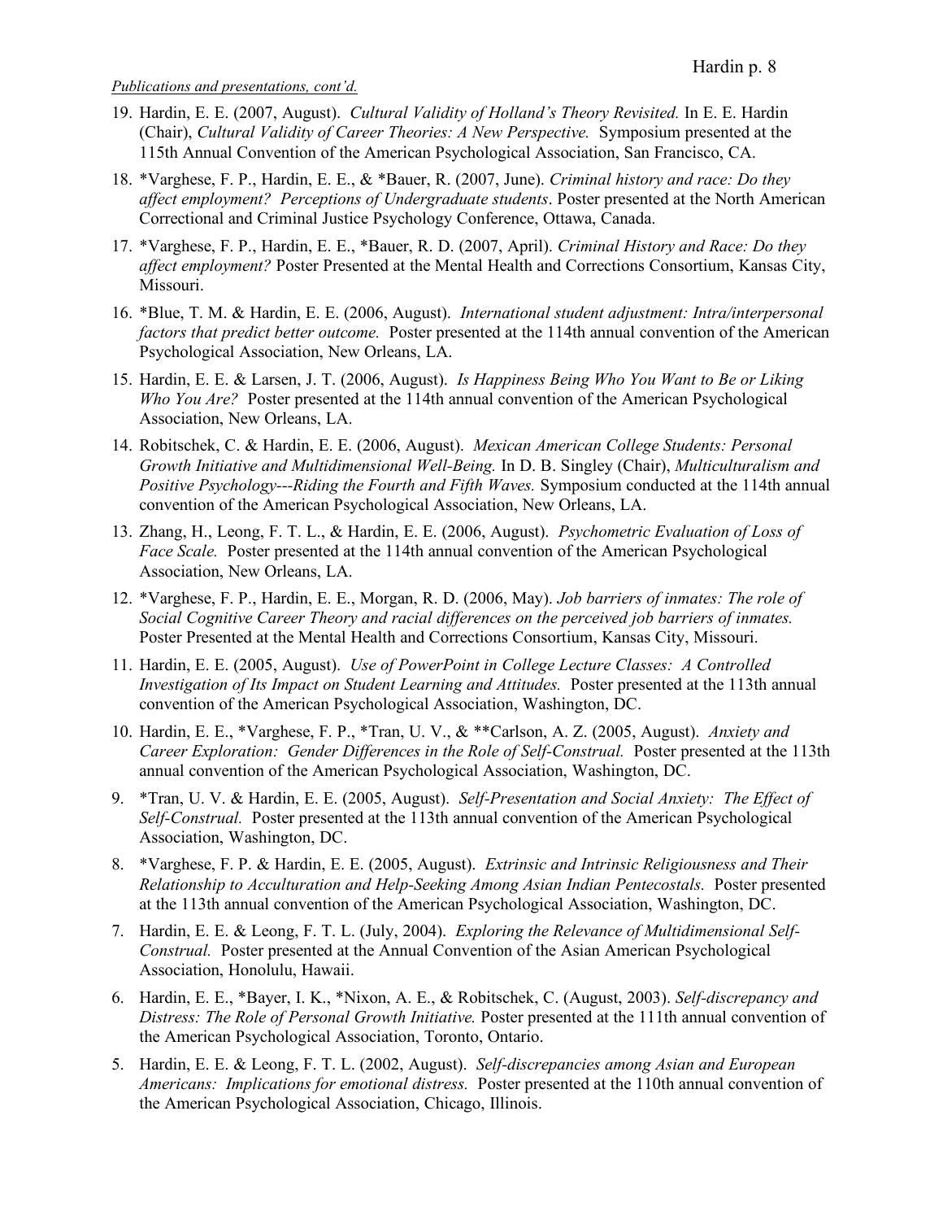*Publications and presentations, cont'd.*

19. Hardin, E. E. (2007, August). *Cultural Validity of Holland's Theory Revisited.* In E. E. Hardin (Chair), *Cultural Validity of Career Theories: A New Perspective.* Symposium presented at the 115th Annual Convention of the American Psychological Association, San Francisco, CA.

18. *Varghese, F. P., Hardin, E. E., & *Bauer, R. (2007, June). *Criminal history and race: Do they affect employment? Perceptions of Undergraduate students*. Poster presented at the North American Correctional and Criminal Justice Psychology Conference, Ottawa, Canada.

17. *Varghese, F. P., Hardin, E. E., *Bauer, R. D. (2007, April). *Criminal History and Race: Do they affect employment?* Poster Presented at the Mental Health and Corrections Consortium, Kansas City, Missouri.

16. *Blue, T. M. & Hardin, E. E. (2006, August). *International student adjustment: Intra/interpersonal factors that predict better outcome.* Poster presented at the 114th annual convention of the American Psychological Association, New Orleans, LA.

15. Hardin, E. E. & Larsen, J. T. (2006, August). *Is Happiness Being Who You Want to Be or Liking Who You Are?* Poster presented at the 114th annual convention of the American Psychological Association, New Orleans, LA.

14. Robitschek, C. & Hardin, E. E. (2006, August). *Mexican American College Students: Personal Growth Initiative and Multidimensional Well-Being.* In D. B. Singley (Chair), *Multiculturalism and Positive Psychology---Riding the Fourth and Fifth Waves.* Symposium conducted at the 114th annual convention of the American Psychological Association, New Orleans, LA.

13. Zhang, H., Leong, F. T. L., & Hardin, E. E. (2006, August). *Psychometric Evaluation of Loss of Face Scale.* Poster presented at the 114th annual convention of the American Psychological Association, New Orleans, LA.

12. *Varghese, F. P., Hardin, E. E., Morgan, R. D. (2006, May). *Job barriers of inmates: The role of Social Cognitive Career Theory and racial differences on the perceived job barriers of inmates.* Poster Presented at the Mental Health and Corrections Consortium, Kansas City, Missouri.

11. Hardin, E. E. (2005, August). *Use of PowerPoint in College Lecture Classes: A Controlled Investigation of Its Impact on Student Learning and Attitudes.* Poster presented at the 113th annual convention of the American Psychological Association, Washington, DC.

10. Hardin, E. E., *Varghese, F. P., *Tran, U. V., & **Carlson, A. Z. (2005, August). *Anxiety and Career Exploration: Gender Differences in the Role of Self-Construal.* Poster presented at the 113th annual convention of the American Psychological Association, Washington, DC.

9. *Tran, U. V. & Hardin, E. E. (2005, August). *Self-Presentation and Social Anxiety: The Effect of Self-Construal.* Poster presented at the 113th annual convention of the American Psychological Association, Washington, DC.

8. *Varghese, F. P. & Hardin, E. E. (2005, August). *Extrinsic and Intrinsic Religiousness and Their Relationship to Acculturation and Help-Seeking Among Asian Indian Pentecostals.* Poster presented at the 113th annual convention of the American Psychological Association, Washington, DC.

7. Hardin, E. E. & Leong, F. T. L. (July, 2004). *Exploring the Relevance of Multidimensional Self-Construal.* Poster presented at the Annual Convention of the Asian American Psychological Association, Honolulu, Hawaii.

6. Hardin, E. E., *Bayer, I. K., *Nixon, A. E., & Robitschek, C. (August, 2003). *Self-discrepancy and Distress: The Role of Personal Growth Initiative.* Poster presented at the 111th annual convention of the American Psychological Association, Toronto, Ontario.

5. Hardin, E. E. & Leong, F. T. L. (2002, August). *Self-discrepancies among Asian and European Americans: Implications for emotional distress.* Poster presented at the 110th annual convention of the American Psychological Association, Chicago, Illinois.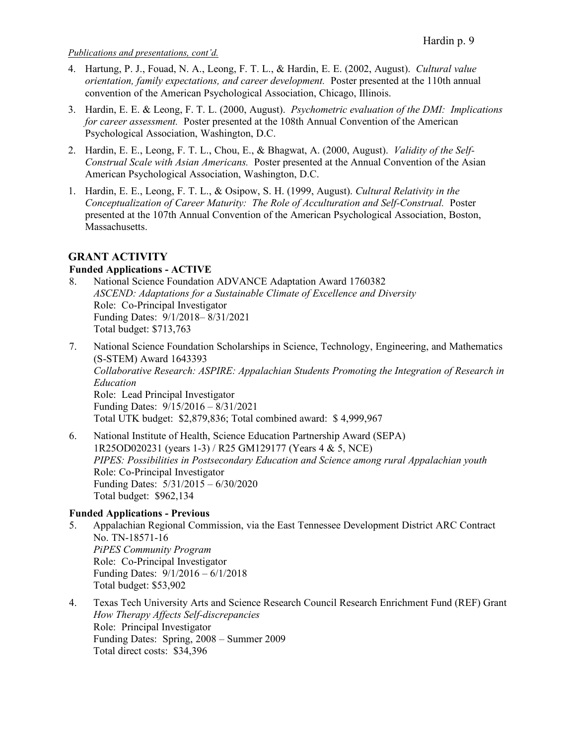*Publications and presentations, cont'd.*

4. Hartung, P. J., Fouad, N. A., Leong, F. T. L., & Hardin, E. E. (2002, August). *Cultural value orientation, family expectations, and career development.* Poster presented at the 110th annual convention of the American Psychological Association, Chicago, Illinois.

3. Hardin, E. E. & Leong, F. T. L. (2000, August). *Psychometric evaluation of the DMI: Implications for career assessment.* Poster presented at the 108th Annual Convention of the American Psychological Association, Washington, D.C.

2. Hardin, E. E., Leong, F. T. L., Chou, E., & Bhagwat, A. (2000, August). *Validity of the Self-Construal Scale with Asian Americans.* Poster presented at the Annual Convention of the Asian American Psychological Association, Washington, D.C.

1. Hardin, E. E., Leong, F. T. L., & Osipow, S. H. (1999, August). *Cultural Relativity in the Conceptualization of Career Maturity: The Role of Acculturation and Self-Construal.* Poster presented at the 107th Annual Convention of the American Psychological Association, Boston, Massachusetts.

## GRANT ACTIVITY

### Funded Applications - ACTIVE

8. National Science Foundation ADVANCE Adaptation Award 1760382
   *ASCEND: Adaptations for a Sustainable Climate of Excellence and Diversity*
   Role: Co-Principal Investigator
   Funding Dates: 9/1/2018– 8/31/2021
   Total budget: $713,763

7. National Science Foundation Scholarships in Science, Technology, Engineering, and Mathematics (S-STEM) Award 1643393
   *Collaborative Research: ASPIRE: Appalachian Students Promoting the Integration of Research in Education*
   Role: Lead Principal Investigator
   Funding Dates: 9/15/2016 – 8/31/2021
   Total UTK budget: $2,879,836; Total combined award: $ 4,999,967

6. National Institute of Health, Science Education Partnership Award (SEPA) 1R25OD020231 (years 1-3) / R25 GM129177 (Years 4 & 5, NCE)
   *PIPES: Possibilities in Postsecondary Education and Science among rural Appalachian youth*
   Role: Co-Principal Investigator
   Funding Dates: 5/31/2015 – 6/30/2020
   Total budget: $962,134

### Funded Applications - Previous

5. Appalachian Regional Commission, via the East Tennessee Development District ARC Contract No. TN-18571-16
   *PiPES Community Program*
   Role: Co-Principal Investigator
   Funding Dates: 9/1/2016 – 6/1/2018
   Total budget: $53,902

4. Texas Tech University Arts and Science Research Council Research Enrichment Fund (REF) Grant
   *How Therapy Affects Self-discrepancies*
   Role: Principal Investigator
   Funding Dates: Spring, 2008 – Summer 2009
   Total direct costs: $34,396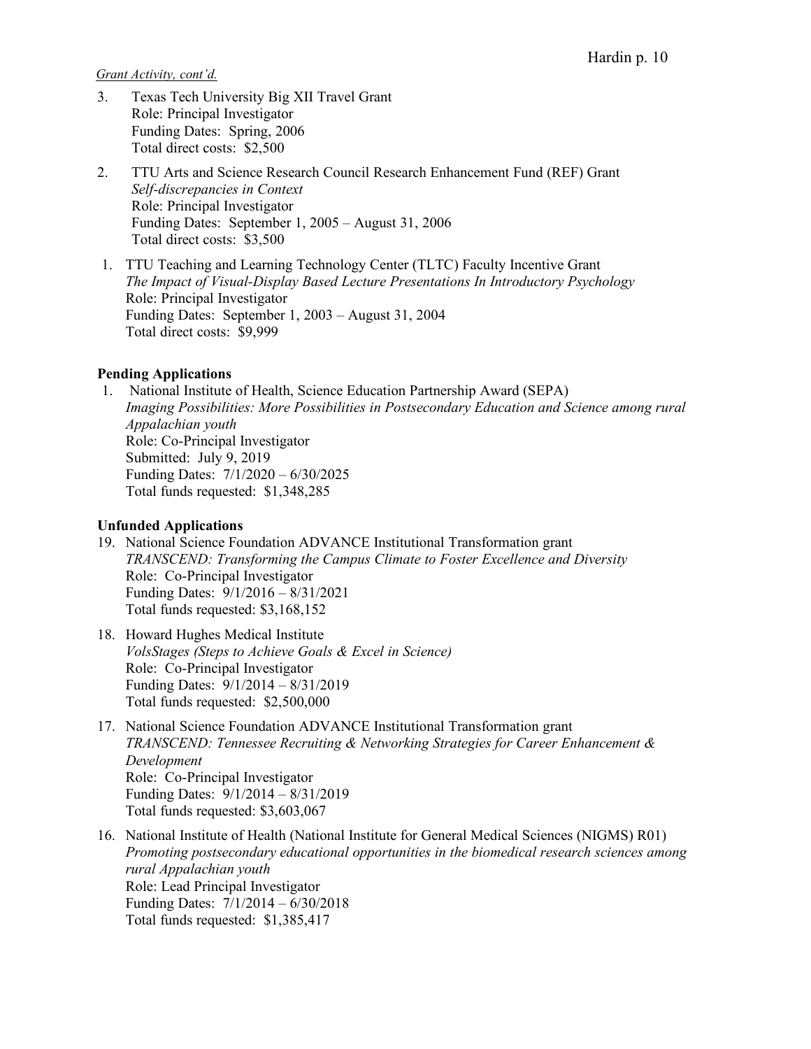*Grant Activity, cont'd.*

3. Texas Tech University Big XII Travel Grant
   Role: Principal Investigator
   Funding Dates: Spring, 2006
   Total direct costs: $2,500

2. TTU Arts and Science Research Council Research Enhancement Fund (REF) Grant
   *Self-discrepancies in Context*
   Role: Principal Investigator
   Funding Dates: September 1, 2005 – August 31, 2006
   Total direct costs: $3,500

1. TTU Teaching and Learning Technology Center (TLTC) Faculty Incentive Grant
   *The Impact of Visual-Display Based Lecture Presentations In Introductory Psychology*
   Role: Principal Investigator
   Funding Dates: September 1, 2003 – August 31, 2004
   Total direct costs: $9,999

**Pending Applications**

1. National Institute of Health, Science Education Partnership Award (SEPA)
   *Imaging Possibilities: More Possibilities in Postsecondary Education and Science among rural Appalachian youth*
   Role: Co-Principal Investigator
   Submitted: July 9, 2019
   Funding Dates: 7/1/2020 – 6/30/2025
   Total funds requested: $1,348,285

**Unfunded Applications**

19. National Science Foundation ADVANCE Institutional Transformation grant
    *TRANSCEND: Transforming the Campus Climate to Foster Excellence and Diversity*
    Role: Co-Principal Investigator
    Funding Dates: 9/1/2016 – 8/31/2021
    Total funds requested: $3,168,152

18. Howard Hughes Medical Institute
    *VolsStages (Steps to Achieve Goals & Excel in Science)*
    Role: Co-Principal Investigator
    Funding Dates: 9/1/2014 – 8/31/2019
    Total funds requested: $2,500,000

17. National Science Foundation ADVANCE Institutional Transformation grant
    *TRANSCEND: Tennessee Recruiting & Networking Strategies for Career Enhancement & Development*
    Role: Co-Principal Investigator
    Funding Dates: 9/1/2014 – 8/31/2019
    Total funds requested: $3,603,067

16. National Institute of Health (National Institute for General Medical Sciences (NIGMS) R01)
    *Promoting postsecondary educational opportunities in the biomedical research sciences among rural Appalachian youth*
    Role: Lead Principal Investigator
    Funding Dates: 7/1/2014 – 6/30/2018
    Total funds requested: $1,385,417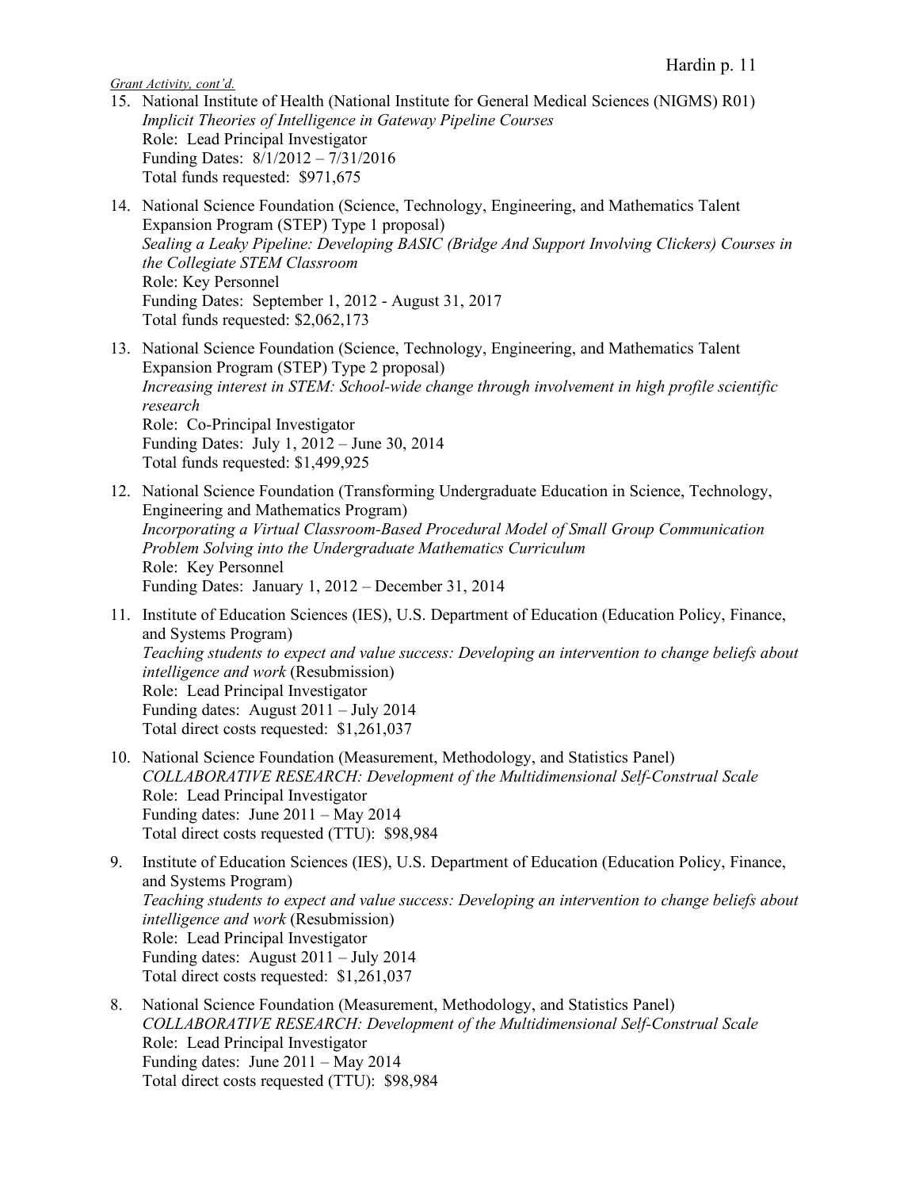*Grant Activity, cont'd.*

15. National Institute of Health (National Institute for General Medical Sciences (NIGMS) R01)
    *Implicit Theories of Intelligence in Gateway Pipeline Courses*
    Role: Lead Principal Investigator
    Funding Dates: 8/1/2012 – 7/31/2016
    Total funds requested: $971,675

14. National Science Foundation (Science, Technology, Engineering, and Mathematics Talent Expansion Program (STEP) Type 1 proposal)
    *Sealing a Leaky Pipeline: Developing BASIC (Bridge And Support Involving Clickers) Courses in the Collegiate STEM Classroom*
    Role: Key Personnel
    Funding Dates: September 1, 2012 - August 31, 2017
    Total funds requested: $2,062,173

13. National Science Foundation (Science, Technology, Engineering, and Mathematics Talent Expansion Program (STEP) Type 2 proposal)
    *Increasing interest in STEM: School-wide change through involvement in high profile scientific research*
    Role: Co-Principal Investigator
    Funding Dates: July 1, 2012 – June 30, 2014
    Total funds requested: $1,499,925

12. National Science Foundation (Transforming Undergraduate Education in Science, Technology, Engineering and Mathematics Program)
    *Incorporating a Virtual Classroom-Based Procedural Model of Small Group Communication Problem Solving into the Undergraduate Mathematics Curriculum*
    Role: Key Personnel
    Funding Dates: January 1, 2012 – December 31, 2014

11. Institute of Education Sciences (IES), U.S. Department of Education (Education Policy, Finance, and Systems Program)
    *Teaching students to expect and value success: Developing an intervention to change beliefs about intelligence and work* (Resubmission)
    Role: Lead Principal Investigator
    Funding dates: August 2011 – July 2014
    Total direct costs requested: $1,261,037

10. National Science Foundation (Measurement, Methodology, and Statistics Panel)
    *COLLABORATIVE RESEARCH: Development of the Multidimensional Self-Construal Scale*
    Role: Lead Principal Investigator
    Funding dates: June 2011 – May 2014
    Total direct costs requested (TTU): $98,984

9. Institute of Education Sciences (IES), U.S. Department of Education (Education Policy, Finance, and Systems Program)
   *Teaching students to expect and value success: Developing an intervention to change beliefs about intelligence and work* (Resubmission)
   Role: Lead Principal Investigator
   Funding dates: August 2011 – July 2014
   Total direct costs requested: $1,261,037

8. National Science Foundation (Measurement, Methodology, and Statistics Panel)
   *COLLABORATIVE RESEARCH: Development of the Multidimensional Self-Construal Scale*
   Role: Lead Principal Investigator
   Funding dates: June 2011 – May 2014
   Total direct costs requested (TTU): $98,984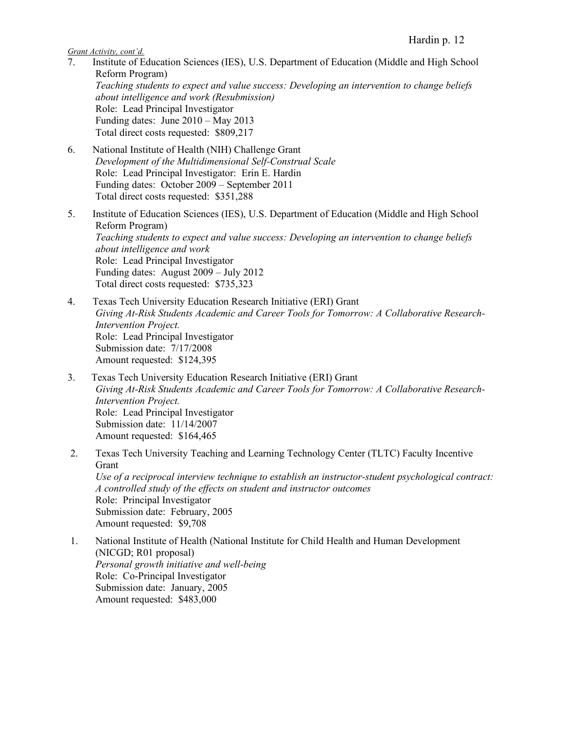*Grant Activity, cont'd.*

7. Institute of Education Sciences (IES), U.S. Department of Education (Middle and High School Reform Program)
   *Teaching students to expect and value success: Developing an intervention to change beliefs about intelligence and work (Resubmission)*
   Role: Lead Principal Investigator
   Funding dates: June 2010 – May 2013
   Total direct costs requested: $809,217

6. National Institute of Health (NIH) Challenge Grant
   *Development of the Multidimensional Self-Construal Scale*
   Role: Lead Principal Investigator: Erin E. Hardin
   Funding dates: October 2009 – September 2011
   Total direct costs requested: $351,288

5. Institute of Education Sciences (IES), U.S. Department of Education (Middle and High School Reform Program)
   *Teaching students to expect and value success: Developing an intervention to change beliefs about intelligence and work*
   Role: Lead Principal Investigator
   Funding dates: August 2009 – July 2012
   Total direct costs requested: $735,323

4. Texas Tech University Education Research Initiative (ERI) Grant
   *Giving At-Risk Students Academic and Career Tools for Tomorrow: A Collaborative Research-Intervention Project.*
   Role: Lead Principal Investigator
   Submission date: 7/17/2008
   Amount requested: $124,395

3. Texas Tech University Education Research Initiative (ERI) Grant
   *Giving At-Risk Students Academic and Career Tools for Tomorrow: A Collaborative Research-Intervention Project.*
   Role: Lead Principal Investigator
   Submission date: 11/14/2007
   Amount requested: $164,465

2. Texas Tech University Teaching and Learning Technology Center (TLTC) Faculty Incentive Grant
   *Use of a reciprocal interview technique to establish an instructor-student psychological contract: A controlled study of the effects on student and instructor outcomes*
   Role: Principal Investigator
   Submission date: February, 2005
   Amount requested: $9,708

1. National Institute of Health (National Institute for Child Health and Human Development (NICGD; R01 proposal)
   *Personal growth initiative and well-being*
   Role: Co-Principal Investigator
   Submission date: January, 2005
   Amount requested: $483,000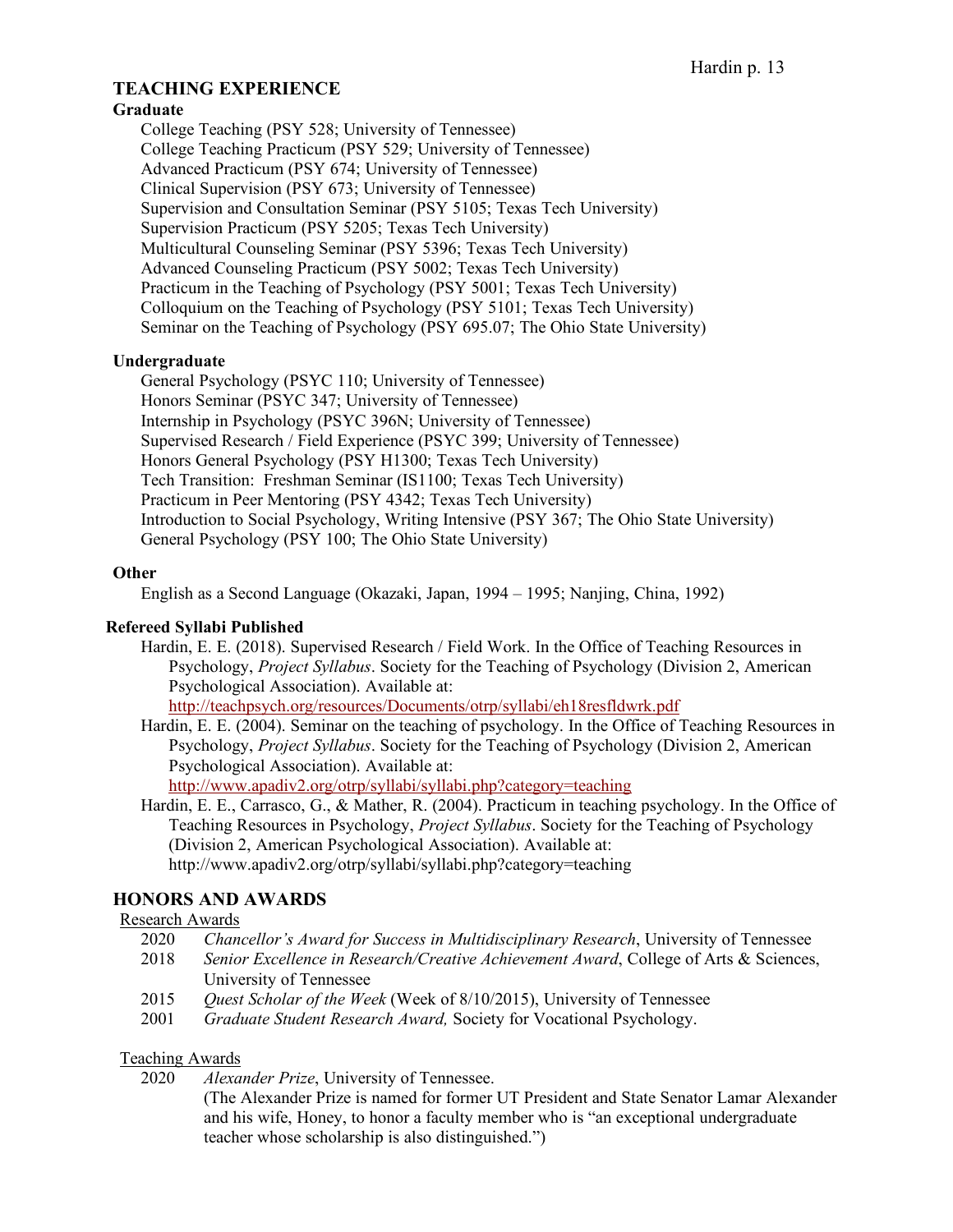## TEACHING EXPERIENCE

### Graduate

College Teaching (PSY 528; University of Tennessee)
College Teaching Practicum (PSY 529; University of Tennessee)
Advanced Practicum (PSY 674; University of Tennessee)
Clinical Supervision (PSY 673; University of Tennessee)
Supervision and Consultation Seminar (PSY 5105; Texas Tech University)
Supervision Practicum (PSY 5205; Texas Tech University)
Multicultural Counseling Seminar (PSY 5396; Texas Tech University)
Advanced Counseling Practicum (PSY 5002; Texas Tech University)
Practicum in the Teaching of Psychology (PSY 5001; Texas Tech University)
Colloquium on the Teaching of Psychology (PSY 5101; Texas Tech University)
Seminar on the Teaching of Psychology (PSY 695.07; The Ohio State University)

### Undergraduate

General Psychology (PSYC 110; University of Tennessee)
Honors Seminar (PSYC 347; University of Tennessee)
Internship in Psychology (PSYC 396N; University of Tennessee)
Supervised Research / Field Experience (PSYC 399; University of Tennessee)
Honors General Psychology (PSY H1300; Texas Tech University)
Tech Transition: Freshman Seminar (IS1100; Texas Tech University)
Practicum in Peer Mentoring (PSY 4342; Texas Tech University)
Introduction to Social Psychology, Writing Intensive (PSY 367; The Ohio State University)
General Psychology (PSY 100; The Ohio State University)

### Other

English as a Second Language (Okazaki, Japan, 1994 – 1995; Nanjing, China, 1992)

### Refereed Syllabi Published

Hardin, E. E. (2018). Supervised Research / Field Work. In the Office of Teaching Resources in Psychology, *Project Syllabus*. Society for the Teaching of Psychology (Division 2, American Psychological Association). Available at: http://teachpsych.org/resources/Documents/otrp/syllabi/eh18resfldwrk.pdf

Hardin, E. E. (2004). Seminar on the teaching of psychology. In the Office of Teaching Resources in Psychology, *Project Syllabus*. Society for the Teaching of Psychology (Division 2, American Psychological Association). Available at: http://www.apadiv2.org/otrp/syllabi/syllabi.php?category=teaching

Hardin, E. E., Carrasco, G., & Mather, R. (2004). Practicum in teaching psychology. In the Office of Teaching Resources in Psychology, *Project Syllabus*. Society for the Teaching of Psychology (Division 2, American Psychological Association). Available at: http://www.apadiv2.org/otrp/syllabi/syllabi.php?category=teaching

## HONORS AND AWARDS

Research Awards

- 2020 *Chancellor's Award for Success in Multidisciplinary Research*, University of Tennessee
- 2018 *Senior Excellence in Research/Creative Achievement Award*, College of Arts & Sciences, University of Tennessee
- 2015 *Quest Scholar of the Week* (Week of 8/10/2015), University of Tennessee
- 2001 *Graduate Student Research Award,* Society for Vocational Psychology.

Teaching Awards

- 2020 *Alexander Prize*, University of Tennessee.
  (The Alexander Prize is named for former UT President and State Senator Lamar Alexander and his wife, Honey, to honor a faculty member who is "an exceptional undergraduate teacher whose scholarship is also distinguished.")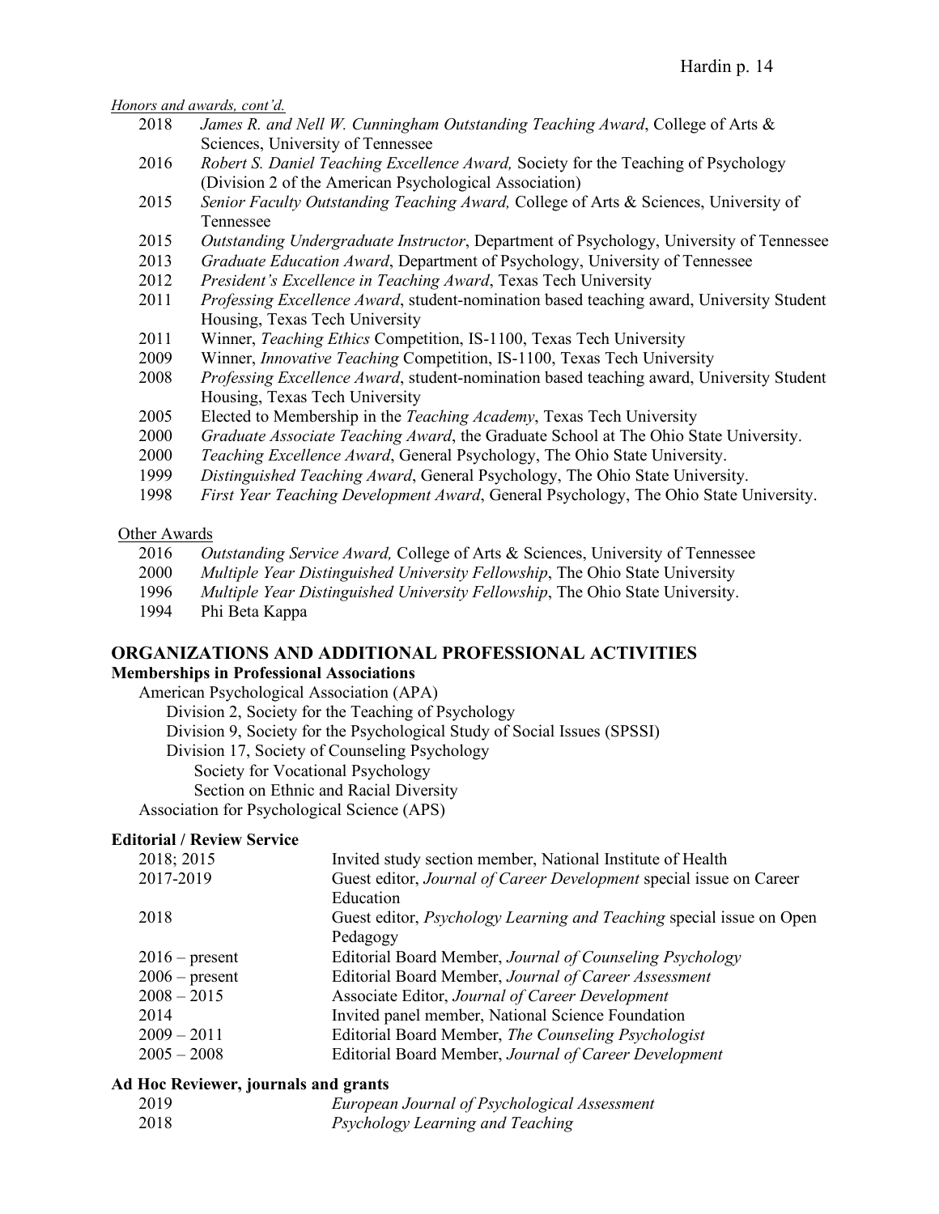*Honors and awards, cont'd.*

- 2018 *James R. and Nell W. Cunningham Outstanding Teaching Award*, College of Arts & Sciences, University of Tennessee
- 2016 *Robert S. Daniel Teaching Excellence Award,* Society for the Teaching of Psychology (Division 2 of the American Psychological Association)
- 2015 *Senior Faculty Outstanding Teaching Award,* College of Arts & Sciences, University of Tennessee
- 2015 *Outstanding Undergraduate Instructor*, Department of Psychology, University of Tennessee
- 2013 *Graduate Education Award*, Department of Psychology, University of Tennessee
- 2012 *President's Excellence in Teaching Award*, Texas Tech University
- 2011 *Professing Excellence Award*, student-nomination based teaching award, University Student Housing, Texas Tech University
- 2011 Winner, *Teaching Ethics* Competition, IS-1100, Texas Tech University
- 2009 Winner, *Innovative Teaching* Competition, IS-1100, Texas Tech University
- 2008 *Professing Excellence Award*, student-nomination based teaching award, University Student Housing, Texas Tech University
- 2005 Elected to Membership in the *Teaching Academy*, Texas Tech University
- 2000 *Graduate Associate Teaching Award*, the Graduate School at The Ohio State University.
- 2000 *Teaching Excellence Award*, General Psychology, The Ohio State University.
- 1999 *Distinguished Teaching Award*, General Psychology, The Ohio State University.
- 1998 *First Year Teaching Development Award*, General Psychology, The Ohio State University.

Other Awards

- 2016 *Outstanding Service Award,* College of Arts & Sciences, University of Tennessee
- 2000 *Multiple Year Distinguished University Fellowship*, The Ohio State University
- 1996 *Multiple Year Distinguished University Fellowship*, The Ohio State University.
- 1994 Phi Beta Kappa

## ORGANIZATIONS AND ADDITIONAL PROFESSIONAL ACTIVITIES

### Memberships in Professional Associations

- American Psychological Association (APA)
  - Division 2, Society for the Teaching of Psychology
  - Division 9, Society for the Psychological Study of Social Issues (SPSSI)
  - Division 17, Society of Counseling Psychology
    - Society for Vocational Psychology
    - Section on Ethnic and Racial Diversity
- Association for Psychological Science (APS)

### Editorial / Review Service

- 2018; 2015 Invited study section member, National Institute of Health
- 2017-2019 Guest editor, *Journal of Career Development* special issue on Career Education
- 2018 Guest editor, *Psychology Learning and Teaching* special issue on Open Pedagogy
- 2016 – present Editorial Board Member, *Journal of Counseling Psychology*
- 2006 – present Editorial Board Member, *Journal of Career Assessment*
- 2008 – 2015 Associate Editor, *Journal of Career Development*
- 2014 Invited panel member, National Science Foundation
- 2009 – 2011 Editorial Board Member, *The Counseling Psychologist*
- 2005 – 2008 Editorial Board Member, *Journal of Career Development*

### Ad Hoc Reviewer, journals and grants

- 2019 *European Journal of Psychological Assessment*
- 2018 *Psychology Learning and Teaching*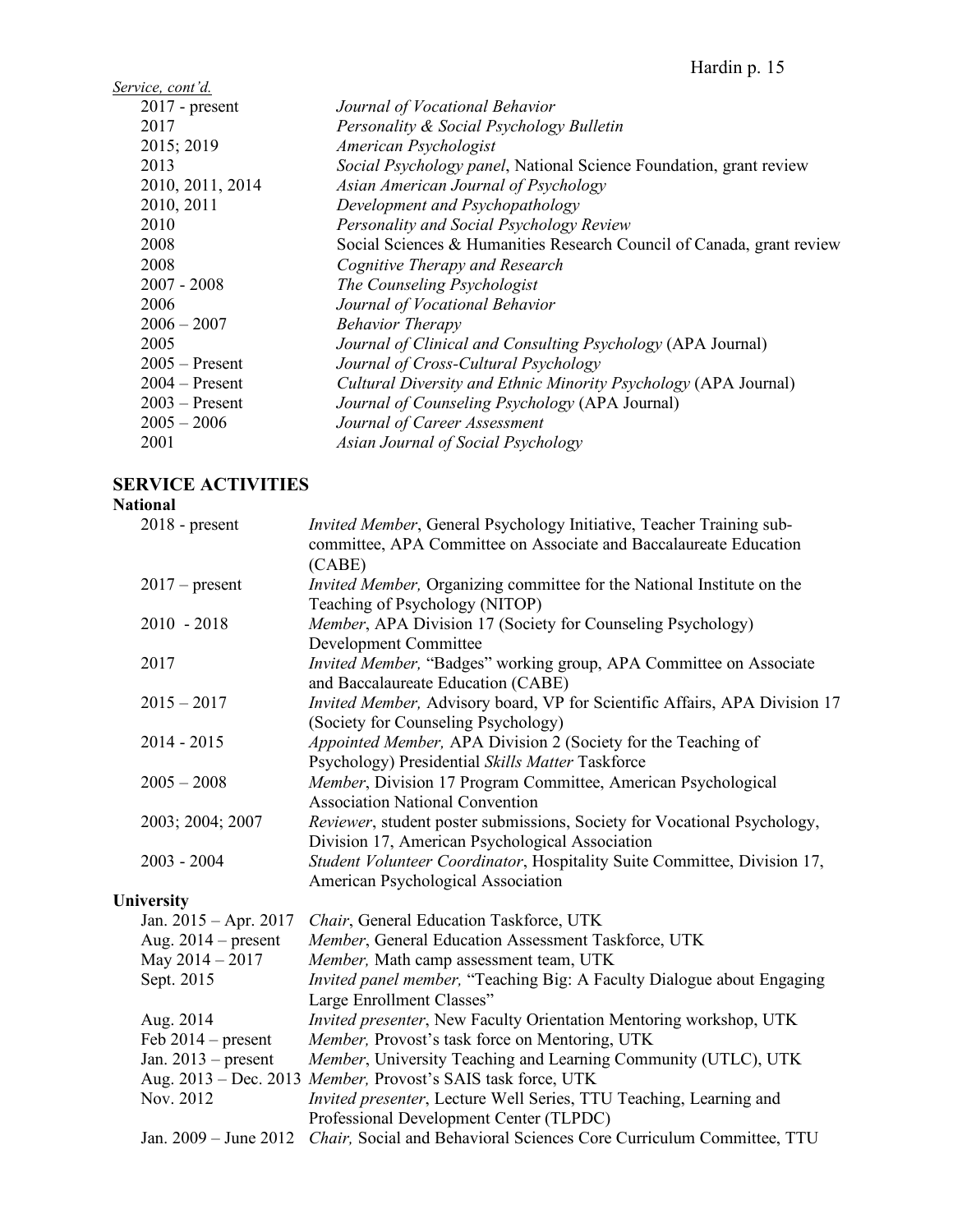*Service, cont'd.*

| | |
|---|---|
| 2017 - present | *Journal of Vocational Behavior* |
| 2017 | *Personality & Social Psychology Bulletin* |
| 2015; 2019 | *American Psychologist* |
| 2013 | *Social Psychology panel*, National Science Foundation, grant review |
| 2010, 2011, 2014 | *Asian American Journal of Psychology* |
| 2010, 2011 | *Development and Psychopathology* |
| 2010 | *Personality and Social Psychology Review* |
| 2008 | Social Sciences & Humanities Research Council of Canada, grant review |
| 2008 | *Cognitive Therapy and Research* |
| 2007 - 2008 | *The Counseling Psychologist* |
| 2006 | *Journal of Vocational Behavior* |
| 2006 – 2007 | *Behavior Therapy* |
| 2005 | *Journal of Clinical and Consulting Psychology* (APA Journal) |
| 2005 – Present | *Journal of Cross-Cultural Psychology* |
| 2004 – Present | *Cultural Diversity and Ethnic Minority Psychology* (APA Journal) |
| 2003 – Present | *Journal of Counseling Psychology* (APA Journal) |
| 2005 – 2006 | *Journal of Career Assessment* |
| 2001 | *Asian Journal of Social Psychology* |

## SERVICE ACTIVITIES

### National

| | |
|---|---|
| 2018 - present | *Invited Member*, General Psychology Initiative, Teacher Training sub-committee, APA Committee on Associate and Baccalaureate Education (CABE) |
| 2017 – present | *Invited Member,* Organizing committee for the National Institute on the Teaching of Psychology (NITOP) |
| 2010 - 2018 | *Member*, APA Division 17 (Society for Counseling Psychology) Development Committee |
| 2017 | *Invited Member,* "Badges" working group, APA Committee on Associate and Baccalaureate Education (CABE) |
| 2015 – 2017 | *Invited Member,* Advisory board, VP for Scientific Affairs, APA Division 17 (Society for Counseling Psychology) |
| 2014 - 2015 | *Appointed Member,* APA Division 2 (Society for the Teaching of Psychology) Presidential *Skills Matter* Taskforce |
| 2005 – 2008 | *Member*, Division 17 Program Committee, American Psychological Association National Convention |
| 2003; 2004; 2007 | *Reviewer*, student poster submissions, Society for Vocational Psychology, Division 17, American Psychological Association |
| 2003 - 2004 | *Student Volunteer Coordinator*, Hospitality Suite Committee, Division 17, American Psychological Association |

### University

| | |
|---|---|
| Jan. 2015 – Apr. 2017 | *Chair*, General Education Taskforce, UTK |
| Aug. 2014 – present | *Member*, General Education Assessment Taskforce, UTK |
| May 2014 – 2017 | *Member,* Math camp assessment team, UTK |
| Sept. 2015 | *Invited panel member,* "Teaching Big: A Faculty Dialogue about Engaging Large Enrollment Classes" |
| Aug. 2014 | *Invited presenter*, New Faculty Orientation Mentoring workshop, UTK |
| Feb 2014 – present | *Member,* Provost's task force on Mentoring, UTK |
| Jan. 2013 – present | *Member*, University Teaching and Learning Community (UTLC), UTK |
| Aug. 2013 – Dec. 2013 | *Member,* Provost's SAIS task force, UTK |
| Nov. 2012 | *Invited presenter*, Lecture Well Series, TTU Teaching, Learning and Professional Development Center (TLPDC) |
| Jan. 2009 – June 2012 | *Chair,* Social and Behavioral Sciences Core Curriculum Committee, TTU |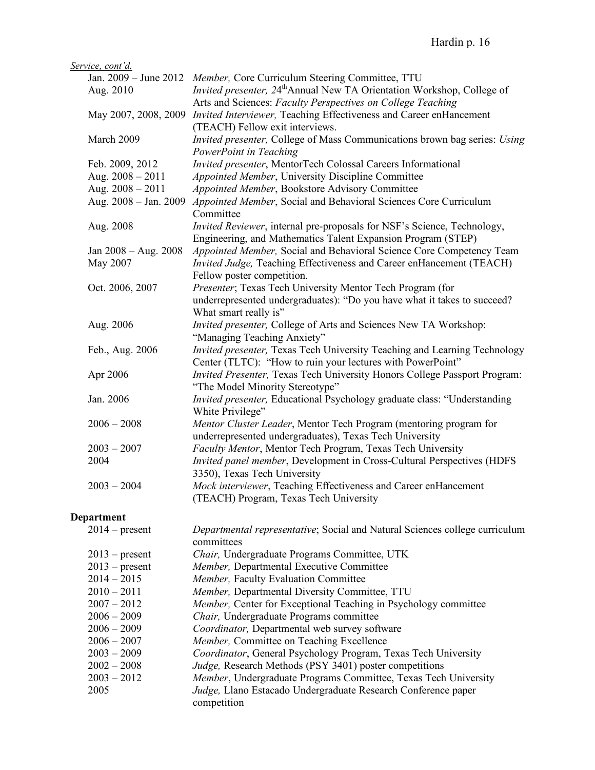*Service, cont'd.*

| | |
|---|---|
| Jan. 2009 – June 2012 | *Member,* Core Curriculum Steering Committee, TTU |
| Aug. 2010 | *Invited presenter, 24*th Annual New TA Orientation Workshop, College of Arts and Sciences: *Faculty Perspectives on College Teaching* |
| May 2007, 2008, 2009 | *Invited Interviewer,* Teaching Effectiveness and Career enHancement (TEACH) Fellow exit interviews. |
| March 2009 | *Invited presenter,* College of Mass Communications brown bag series: *Using PowerPoint in Teaching* |
| Feb. 2009, 2012 | *Invited presenter*, MentorTech Colossal Careers Informational |
| Aug. 2008 – 2011 | *Appointed Member*, University Discipline Committee |
| Aug. 2008 – 2011 | *Appointed Member*, Bookstore Advisory Committee |
| Aug. 2008 – Jan. 2009 | *Appointed Member*, Social and Behavioral Sciences Core Curriculum Committee |
| Aug. 2008 | *Invited Reviewer*, internal pre-proposals for NSF's Science, Technology, Engineering, and Mathematics Talent Expansion Program (STEP) |
| Jan 2008 – Aug. 2008 | *Appointed Member,* Social and Behavioral Science Core Competency Team |
| May 2007 | *Invited Judge,* Teaching Effectiveness and Career enHancement (TEACH) Fellow poster competition. |
| Oct. 2006, 2007 | *Presenter*; Texas Tech University Mentor Tech Program (for underrepresented undergraduates): "Do you have what it takes to succeed? What smart really is" |
| Aug. 2006 | *Invited presenter,* College of Arts and Sciences New TA Workshop: "Managing Teaching Anxiety" |
| Feb., Aug. 2006 | *Invited presenter,* Texas Tech University Teaching and Learning Technology Center (TLTC): "How to ruin your lectures with PowerPoint" |
| Apr 2006 | *Invited Presenter,* Texas Tech University Honors College Passport Program: "The Model Minority Stereotype" |
| Jan. 2006 | *Invited presenter,* Educational Psychology graduate class: "Understanding White Privilege" |
| 2006 – 2008 | *Mentor Cluster Leader*, Mentor Tech Program (mentoring program for underrepresented undergraduates), Texas Tech University |
| 2003 – 2007 | *Faculty Mentor*, Mentor Tech Program, Texas Tech University |
| 2004 | *Invited panel member*, Development in Cross-Cultural Perspectives (HDFS 3350), Texas Tech University |
| 2003 – 2004 | *Mock interviewer*, Teaching Effectiveness and Career enHancement (TEACH) Program, Texas Tech University |

**Department**

| | |
|---|---|
| 2014 – present | *Departmental representative*; Social and Natural Sciences college curriculum committees |
| 2013 – present | *Chair,* Undergraduate Programs Committee, UTK |
| 2013 – present | *Member,* Departmental Executive Committee |
| 2014 – 2015 | *Member,* Faculty Evaluation Committee |
| 2010 – 2011 | *Member,* Departmental Diversity Committee, TTU |
| 2007 – 2012 | *Member,* Center for Exceptional Teaching in Psychology committee |
| 2006 – 2009 | *Chair,* Undergraduate Programs committee |
| 2006 – 2009 | *Coordinator,* Departmental web survey software |
| 2006 – 2007 | *Member,* Committee on Teaching Excellence |
| 2003 – 2009 | *Coordinator*, General Psychology Program, Texas Tech University |
| 2002 – 2008 | *Judge,* Research Methods (PSY 3401) poster competitions |
| 2003 – 2012 | *Member*, Undergraduate Programs Committee, Texas Tech University |
| 2005 | *Judge,* Llano Estacado Undergraduate Research Conference paper competition |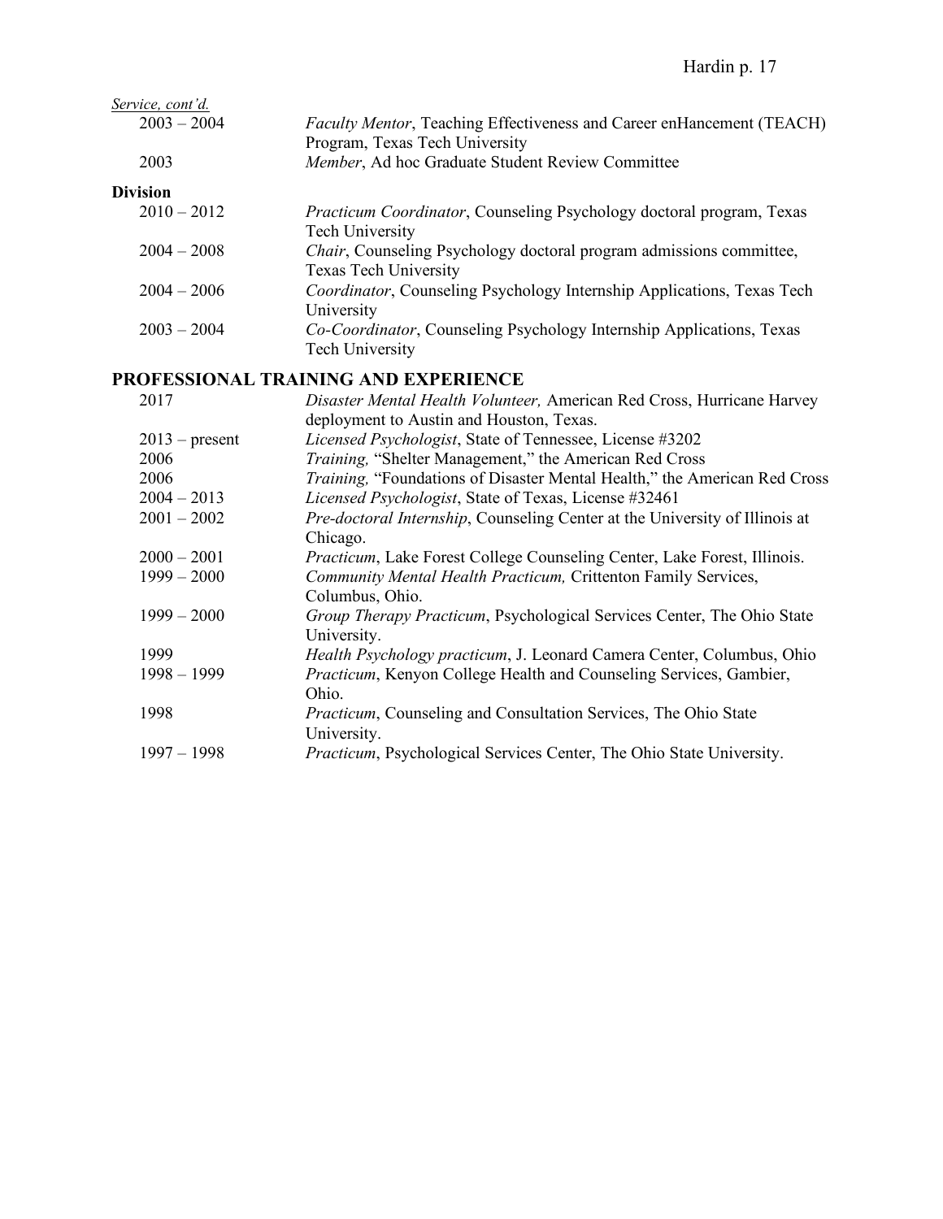*Service, cont'd.*

| | |
|---|---|
| 2003 – 2004 | *Faculty Mentor*, Teaching Effectiveness and Career enHancement (TEACH) Program, Texas Tech University |
| 2003 | *Member*, Ad hoc Graduate Student Review Committee |

**Division**

| | |
|---|---|
| 2010 – 2012 | *Practicum Coordinator*, Counseling Psychology doctoral program, Texas Tech University |
| 2004 – 2008 | *Chair*, Counseling Psychology doctoral program admissions committee, Texas Tech University |
| 2004 – 2006 | *Coordinator*, Counseling Psychology Internship Applications, Texas Tech University |
| 2003 – 2004 | *Co-Coordinator*, Counseling Psychology Internship Applications, Texas Tech University |

## PROFESSIONAL TRAINING AND EXPERIENCE

| | |
|---|---|
| 2017 | *Disaster Mental Health Volunteer,* American Red Cross, Hurricane Harvey deployment to Austin and Houston, Texas. |
| 2013 – present | *Licensed Psychologist*, State of Tennessee, License #3202 |
| 2006 | *Training,* "Shelter Management," the American Red Cross |
| 2006 | *Training,* "Foundations of Disaster Mental Health," the American Red Cross |
| 2004 – 2013 | *Licensed Psychologist*, State of Texas, License #32461 |
| 2001 – 2002 | *Pre-doctoral Internship*, Counseling Center at the University of Illinois at Chicago. |
| 2000 – 2001 | *Practicum*, Lake Forest College Counseling Center, Lake Forest, Illinois. |
| 1999 – 2000 | *Community Mental Health Practicum,* Crittenton Family Services, Columbus, Ohio. |
| 1999 – 2000 | *Group Therapy Practicum*, Psychological Services Center, The Ohio State University. |
| 1999 | *Health Psychology practicum*, J. Leonard Camera Center, Columbus, Ohio |
| 1998 – 1999 | *Practicum*, Kenyon College Health and Counseling Services, Gambier, Ohio. |
| 1998 | *Practicum*, Counseling and Consultation Services, The Ohio State University. |
| 1997 – 1998 | *Practicum*, Psychological Services Center, The Ohio State University. |